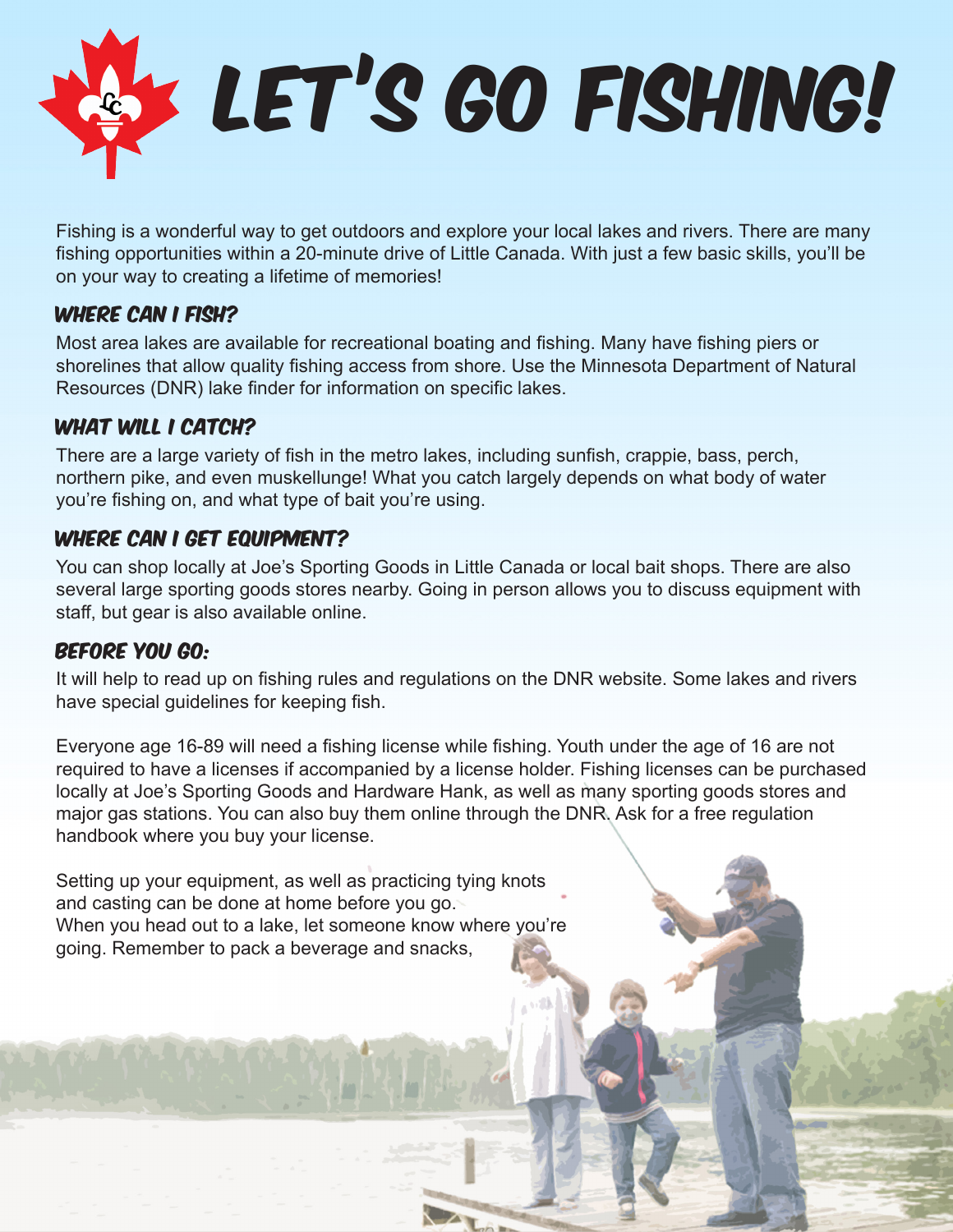# LET'S GO FISHING!

Fishing is a wonderful way to get outdoors and explore your local lakes and rivers. There are many fishing opportunities within a 20-minute drive of Little Canada. With just a few basic skills, you'll be on your way to creating a lifetime of memories!

### WHERE CAN I FISH?

Most area lakes are available for recreational boating and fishing. Many have fishing piers or shorelines that allow quality fishing access from shore. Use the Minnesota Department of Natural Resources (DNR) lake finder for information on specific lakes.

### WHAT WILL I CATCH?

There are a large variety of fish in the metro lakes, including sunfish, crappie, bass, perch, northern pike, and even muskellunge! What you catch largely depends on what body of water you're fishing on, and what type of bait you're using.

### WHERE CAN I GET EQUIPMENT?

You can shop locally at Joe's Sporting Goods in Little Canada or local bait shops. There are also several large sporting goods stores nearby. Going in person allows you to discuss equipment with staff, but gear is also available online.

### BEFORE YOU GO:

It will help to read up on fishing rules and regulations on the DNR website. Some lakes and rivers have special guidelines for keeping fish.

Everyone age 16-89 will need a fishing license while fishing. Youth under the age of 16 are not required to have a licenses if accompanied by a license holder. Fishing licenses can be purchased locally at Joe's Sporting Goods and Hardware Hank, as well as many sporting goods stores and major gas stations. You can also buy them online through the DNR. Ask for a free regulation handbook where you buy your license.

Setting up your equipment, as well as practicing tying knots and casting can be done at home before you go. When you head out to a lake, let someone know where you're going. Remember to pack a beverage and snacks,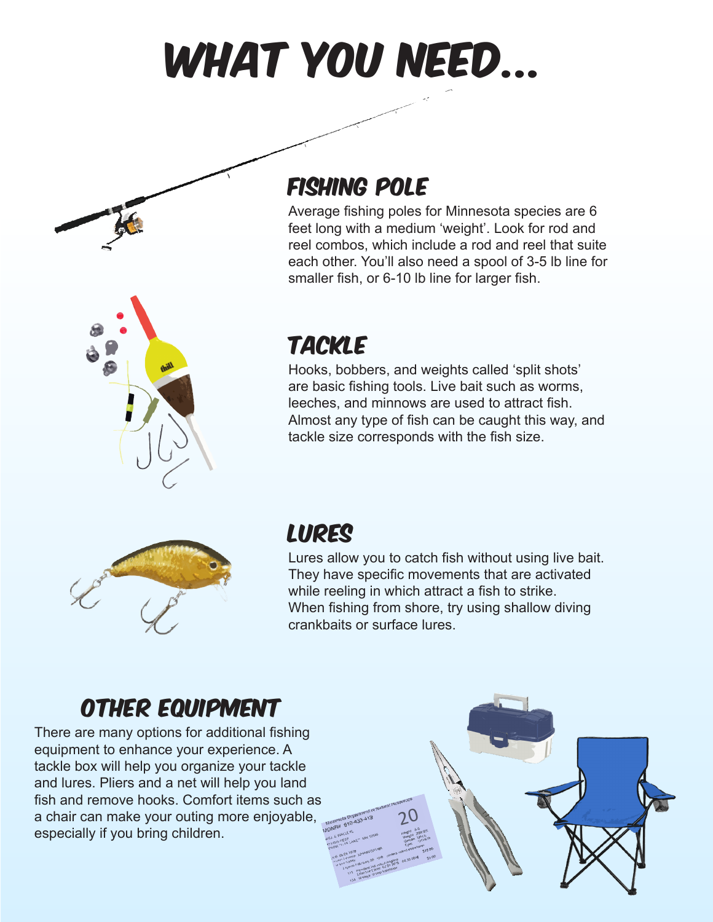# WHAT YOU NEED...

## FISHING POLE

Average fishing poles for Minnesota species are 6 feet long with a medium 'weight'. Look for rod and reel combos, which include a rod and reel that suite each other. You'll also need a spool of 3-5 lb line for smaller fish, or 6-10 lb line for larger fish.

## TACKLE

Hooks, bobbers, and weights called 'split shots' are basic fishing tools. Live bait such as worms, leeches, and minnows are used to attract fish. Almost any type of fish can be caught this way, and tackle size corresponds with the fish size.

## LURES

Lures allow you to catch fish without using live bait. They have specific movements that are activated while reeling in which attract a fish to strike. When fishing from shore, try using shallow diving crankbaits or surface lures.

## OTHER EQUIPMENT

There are many options for additional fishing equipment to enhance your experience. A tackle box will help you organize your tackle and lures. Pliers and a net will help you land fish and remove hooks. Comfort items such as a chair can make your outing more enjoyable, especially if you bring children.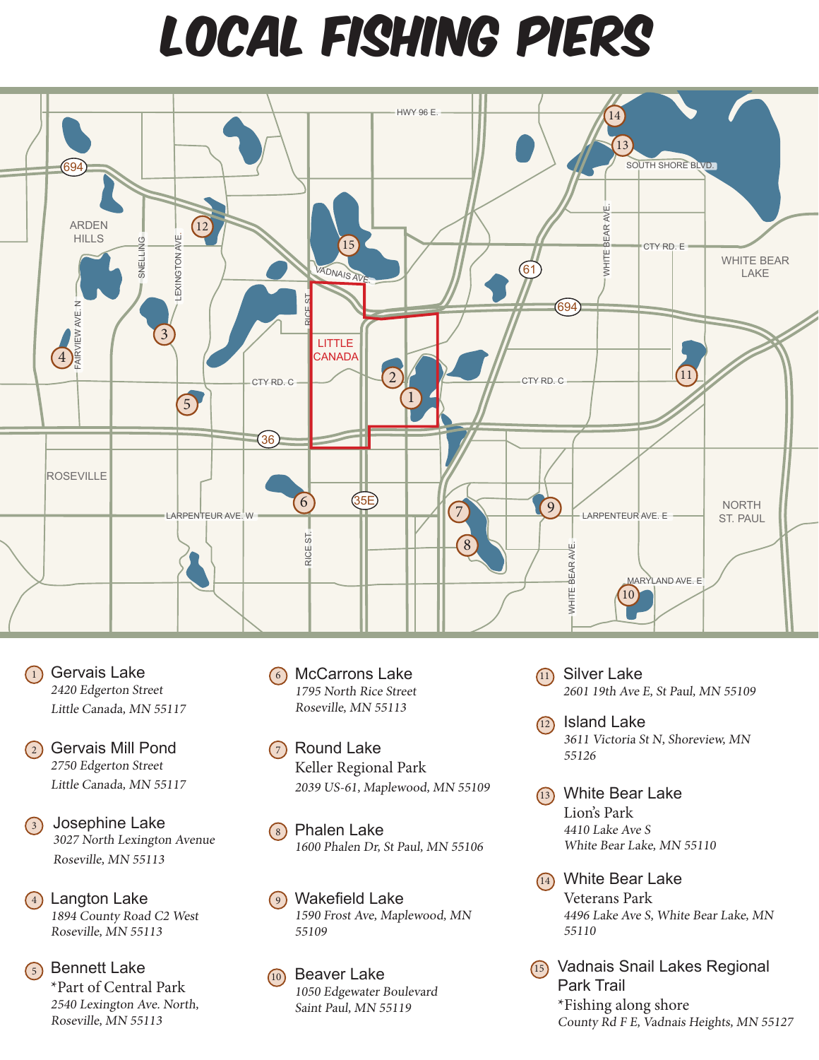# LOCAL FISHING PIERS

HWY 96 E.
694
ARDEN HILLS
SNELLING
LEXINGTON AVE.
FAIRVIEW AVE. N
VADNAIS AVE.
RICE ST.
LITTLE CANADA
CTY RD. C
36
ROSEVILLE
LARPENTEUR AVE. W
35E
61
694
SOUTH SHORE BLVD.
WHITE BEAR AVE.
CTY RD. E
WHITE BEAR LAKE
CTY RD. C
LARPENTEUR AVE. E
NORTH ST. PAUL
MARYLAND AVE. E
1 2 3 4 5 6 7 8 9 10 11 12 13 14 15

1. **Gervais Lake**
   *2420 Edgerton Street*
   *Little Canada, MN 55117*

2. **Gervais Mill Pond**
   *2750 Edgerton Street*
   *Little Canada, MN 55117*

3. **Josephine Lake**
   *3027 North Lexington Avenue*
   *Roseville, MN 55113*

4. **Langton Lake**
   *1894 County Road C2 West*
   *Roseville, MN 55113*

5. **Bennett Lake**
   *Part of Central Park
   *2540 Lexington Ave. North,*
   *Roseville, MN 55113*

6. **McCarrons Lake**
   *1795 North Rice Street*
   *Roseville, MN 55113*

7. **Round Lake**
   Keller Regional Park
   *2039 US-61, Maplewood, MN 55109*

8. **Phalen Lake**
   *1600 Phalen Dr, St Paul, MN 55106*

9. **Wakefield Lake**
   *1590 Frost Ave, Maplewood, MN 55109*

10. **Beaver Lake**
    *1050 Edgewater Boulevard*
    *Saint Paul, MN 55119*

11. **Silver Lake**
    *2601 19th Ave E, St Paul, MN 55109*

12. **Island Lake**
    *3611 Victoria St N, Shoreview, MN 55126*

13. **White Bear Lake**
    Lion's Park
    *4410 Lake Ave S*
    *White Bear Lake, MN 55110*

14. **White Bear Lake**
    Veterans Park
    *4496 Lake Ave S, White Bear Lake, MN 55110*

15. **Vadnais Snail Lakes Regional Park Trail**
    *Fishing along shore
    *County Rd F E, Vadnais Heights, MN 55127*